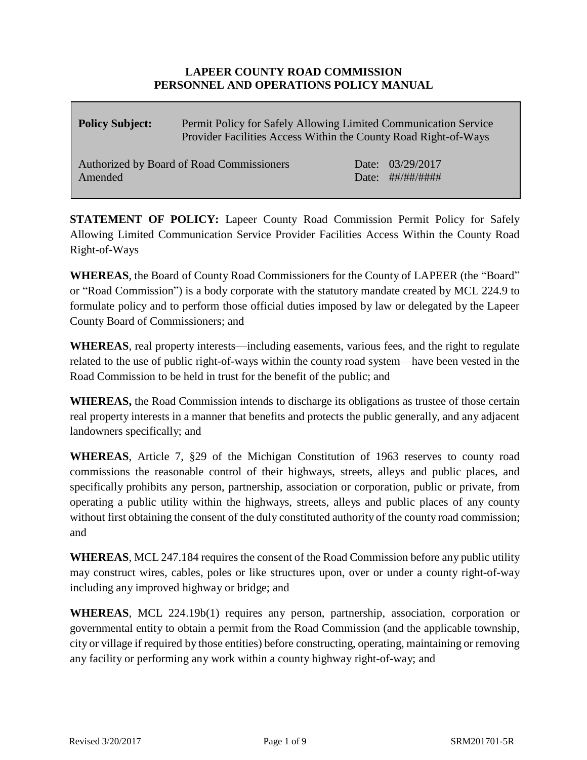**LAPEER COUNTY ROAD COMMISSION**
**PERSONNEL AND OPERATIONS POLICY MANUAL**

| **Policy Subject:** | Permit Policy for Safely Allowing Limited Communication Service Provider Facilities Access Within the County Road Right-of-Ways |
|---|---|
| Authorized by Board of Road Commissioners | Date: 03/29/2017 |
| Amended | Date: ##/##/#### |

**STATEMENT OF POLICY:** Lapeer County Road Commission Permit Policy for Safely Allowing Limited Communication Service Provider Facilities Access Within the County Road Right-of-Ways

**WHEREAS**, the Board of County Road Commissioners for the County of LAPEER (the "Board" or "Road Commission") is a body corporate with the statutory mandate created by MCL 224.9 to formulate policy and to perform those official duties imposed by law or delegated by the Lapeer County Board of Commissioners; and

**WHEREAS**, real property interests—including easements, various fees, and the right to regulate related to the use of public right-of-ways within the county road system—have been vested in the Road Commission to be held in trust for the benefit of the public; and

**WHEREAS,** the Road Commission intends to discharge its obligations as trustee of those certain real property interests in a manner that benefits and protects the public generally, and any adjacent landowners specifically; and

**WHEREAS**, Article 7, §29 of the Michigan Constitution of 1963 reserves to county road commissions the reasonable control of their highways, streets, alleys and public places, and specifically prohibits any person, partnership, association or corporation, public or private, from operating a public utility within the highways, streets, alleys and public places of any county without first obtaining the consent of the duly constituted authority of the county road commission; and

**WHEREAS**, MCL 247.184 requires the consent of the Road Commission before any public utility may construct wires, cables, poles or like structures upon, over or under a county right-of-way including any improved highway or bridge; and

**WHEREAS**, MCL 224.19b(1) requires any person, partnership, association, corporation or governmental entity to obtain a permit from the Road Commission (and the applicable township, city or village if required by those entities) before constructing, operating, maintaining or removing any facility or performing any work within a county highway right-of-way; and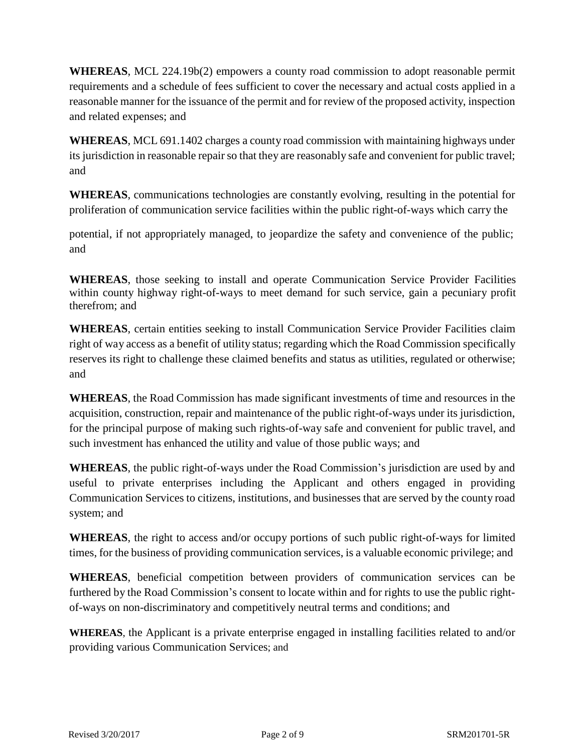**WHEREAS**, MCL 224.19b(2) empowers a county road commission to adopt reasonable permit requirements and a schedule of fees sufficient to cover the necessary and actual costs applied in a reasonable manner for the issuance of the permit and for review of the proposed activity, inspection and related expenses; and

**WHEREAS**, MCL 691.1402 charges a county road commission with maintaining highways under its jurisdiction in reasonable repair so that they are reasonably safe and convenient for public travel; and

**WHEREAS**, communications technologies are constantly evolving, resulting in the potential for proliferation of communication service facilities within the public right-of-ways which carry the potential, if not appropriately managed, to jeopardize the safety and convenience of the public; and

**WHEREAS**, those seeking to install and operate Communication Service Provider Facilities within county highway right-of-ways to meet demand for such service, gain a pecuniary profit therefrom; and

**WHEREAS**, certain entities seeking to install Communication Service Provider Facilities claim right of way access as a benefit of utility status; regarding which the Road Commission specifically reserves its right to challenge these claimed benefits and status as utilities, regulated or otherwise; and

**WHEREAS**, the Road Commission has made significant investments of time and resources in the acquisition, construction, repair and maintenance of the public right-of-ways under its jurisdiction, for the principal purpose of making such rights-of-way safe and convenient for public travel, and such investment has enhanced the utility and value of those public ways; and

**WHEREAS**, the public right-of-ways under the Road Commission's jurisdiction are used by and useful to private enterprises including the Applicant and others engaged in providing Communication Services to citizens, institutions, and businesses that are served by the county road system; and

**WHEREAS**, the right to access and/or occupy portions of such public right-of-ways for limited times, for the business of providing communication services, is a valuable economic privilege; and

**WHEREAS**, beneficial competition between providers of communication services can be furthered by the Road Commission's consent to locate within and for rights to use the public right-of-ways on non-discriminatory and competitively neutral terms and conditions; and

**WHEREAS**, the Applicant is a private enterprise engaged in installing facilities related to and/or providing various Communication Services; and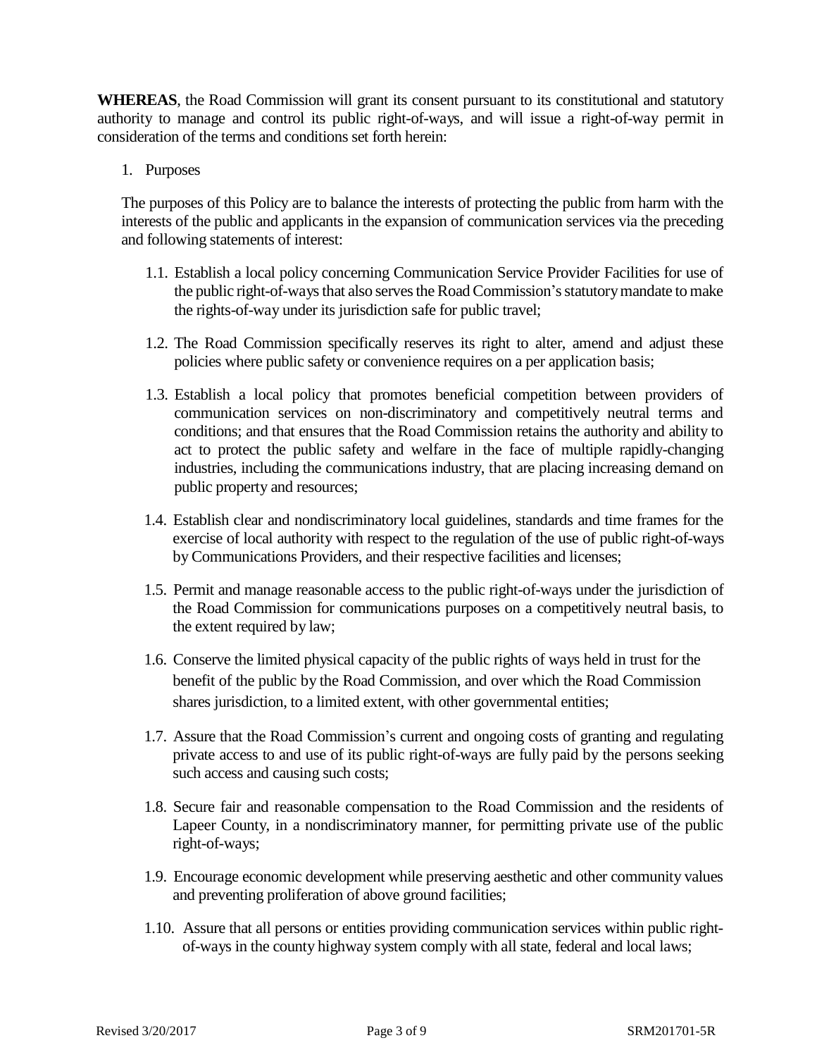**WHEREAS**, the Road Commission will grant its consent pursuant to its constitutional and statutory authority to manage and control its public right-of-ways, and will issue a right-of-way permit in consideration of the terms and conditions set forth herein:

1. Purposes

The purposes of this Policy are to balance the interests of protecting the public from harm with the interests of the public and applicants in the expansion of communication services via the preceding and following statements of interest:

1.1. Establish a local policy concerning Communication Service Provider Facilities for use of the public right-of-ways that also serves the Road Commission's statutory mandate to make the rights-of-way under its jurisdiction safe for public travel;

1.2. The Road Commission specifically reserves its right to alter, amend and adjust these policies where public safety or convenience requires on a per application basis;

1.3. Establish a local policy that promotes beneficial competition between providers of communication services on non-discriminatory and competitively neutral terms and conditions; and that ensures that the Road Commission retains the authority and ability to act to protect the public safety and welfare in the face of multiple rapidly-changing industries, including the communications industry, that are placing increasing demand on public property and resources;

1.4. Establish clear and nondiscriminatory local guidelines, standards and time frames for the exercise of local authority with respect to the regulation of the use of public right-of-ways by Communications Providers, and their respective facilities and licenses;

1.5. Permit and manage reasonable access to the public right-of-ways under the jurisdiction of the Road Commission for communications purposes on a competitively neutral basis, to the extent required by law;

1.6. Conserve the limited physical capacity of the public rights of ways held in trust for the benefit of the public by the Road Commission, and over which the Road Commission shares jurisdiction, to a limited extent, with other governmental entities;

1.7. Assure that the Road Commission's current and ongoing costs of granting and regulating private access to and use of its public right-of-ways are fully paid by the persons seeking such access and causing such costs;

1.8. Secure fair and reasonable compensation to the Road Commission and the residents of Lapeer County, in a nondiscriminatory manner, for permitting private use of the public right-of-ways;

1.9. Encourage economic development while preserving aesthetic and other community values and preventing proliferation of above ground facilities;

1.10. Assure that all persons or entities providing communication services within public right-of-ways in the county highway system comply with all state, federal and local laws;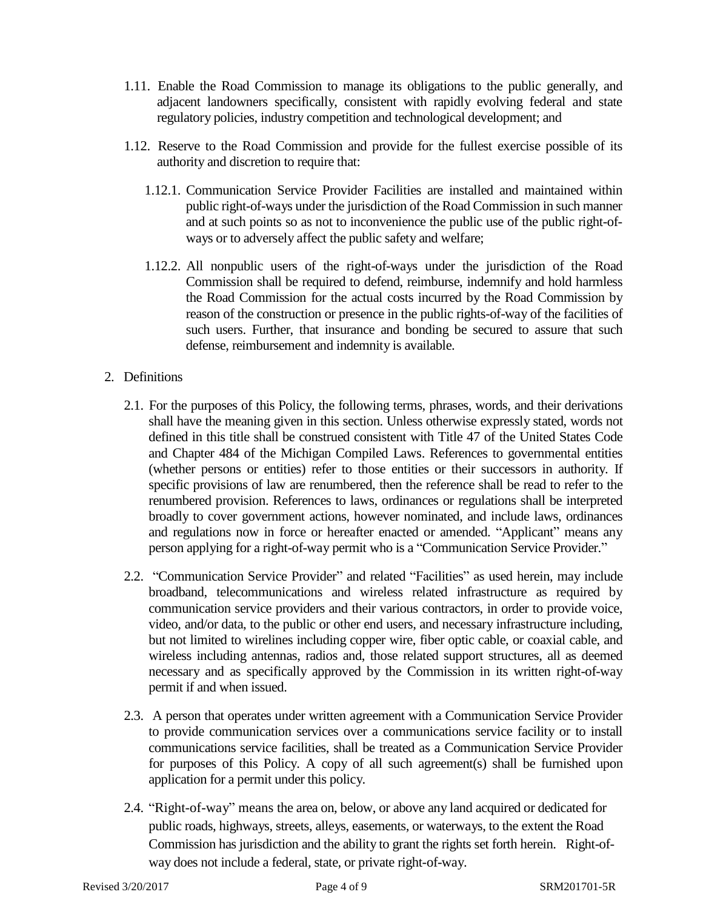1.11. Enable the Road Commission to manage its obligations to the public generally, and adjacent landowners specifically, consistent with rapidly evolving federal and state regulatory policies, industry competition and technological development; and

1.12. Reserve to the Road Commission and provide for the fullest exercise possible of its authority and discretion to require that:

1.12.1. Communication Service Provider Facilities are installed and maintained within public right-of-ways under the jurisdiction of the Road Commission in such manner and at such points so as not to inconvenience the public use of the public right-of-ways or to adversely affect the public safety and welfare;

1.12.2. All nonpublic users of the right-of-ways under the jurisdiction of the Road Commission shall be required to defend, reimburse, indemnify and hold harmless the Road Commission for the actual costs incurred by the Road Commission by reason of the construction or presence in the public rights-of-way of the facilities of such users. Further, that insurance and bonding be secured to assure that such defense, reimbursement and indemnity is available.

2. Definitions

2.1. For the purposes of this Policy, the following terms, phrases, words, and their derivations shall have the meaning given in this section. Unless otherwise expressly stated, words not defined in this title shall be construed consistent with Title 47 of the United States Code and Chapter 484 of the Michigan Compiled Laws. References to governmental entities (whether persons or entities) refer to those entities or their successors in authority. If specific provisions of law are renumbered, then the reference shall be read to refer to the renumbered provision. References to laws, ordinances or regulations shall be interpreted broadly to cover government actions, however nominated, and include laws, ordinances and regulations now in force or hereafter enacted or amended. "Applicant" means any person applying for a right-of-way permit who is a "Communication Service Provider."

2.2. "Communication Service Provider" and related "Facilities" as used herein, may include broadband, telecommunications and wireless related infrastructure as required by communication service providers and their various contractors, in order to provide voice, video, and/or data, to the public or other end users, and necessary infrastructure including, but not limited to wirelines including copper wire, fiber optic cable, or coaxial cable, and wireless including antennas, radios and, those related support structures, all as deemed necessary and as specifically approved by the Commission in its written right-of-way permit if and when issued.

2.3. A person that operates under written agreement with a Communication Service Provider to provide communication services over a communications service facility or to install communications service facilities, shall be treated as a Communication Service Provider for purposes of this Policy. A copy of all such agreement(s) shall be furnished upon application for a permit under this policy.

2.4. "Right-of-way" means the area on, below, or above any land acquired or dedicated for public roads, highways, streets, alleys, easements, or waterways, to the extent the Road Commission has jurisdiction and the ability to grant the rights set forth herein. Right-of-way does not include a federal, state, or private right-of-way.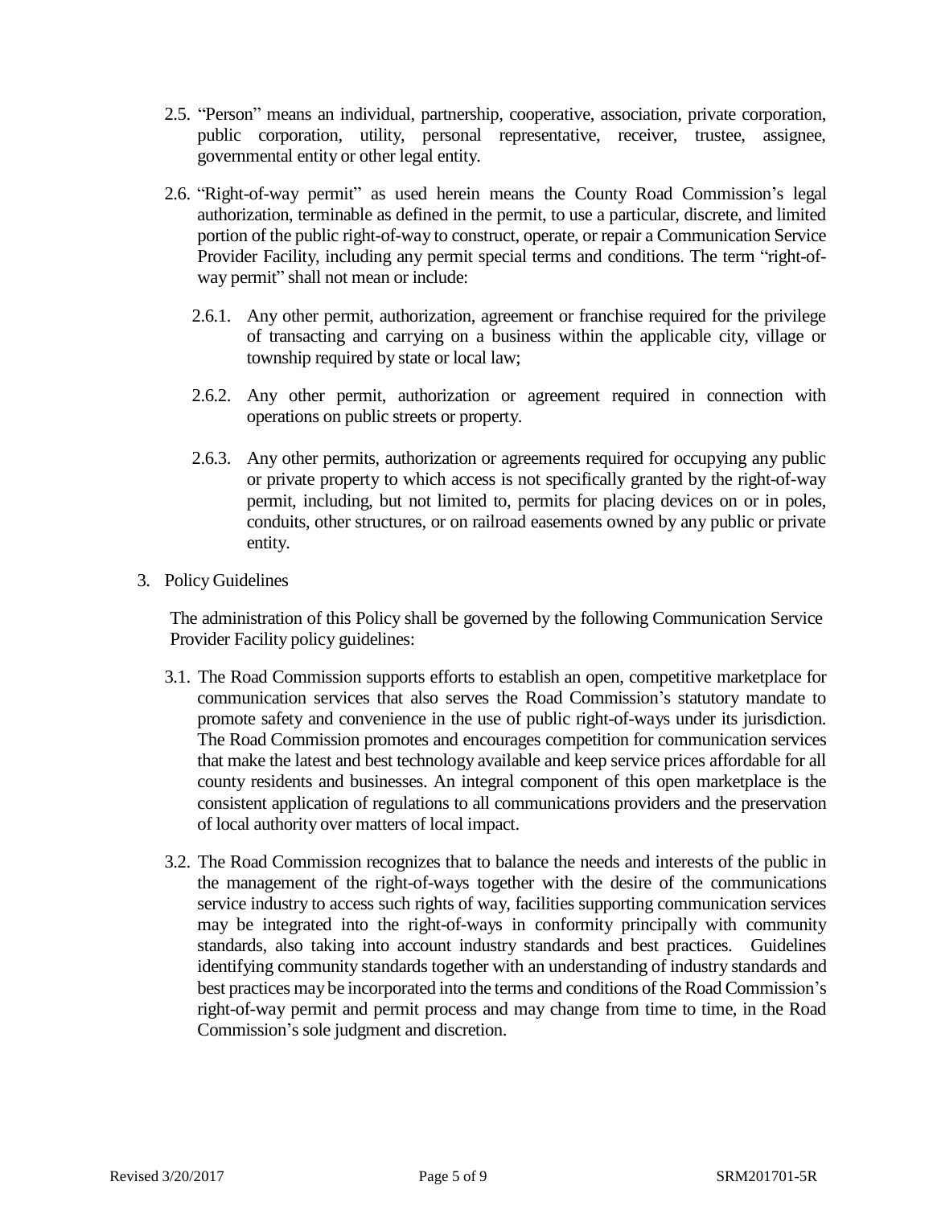2.5. "Person" means an individual, partnership, cooperative, association, private corporation, public corporation, utility, personal representative, receiver, trustee, assignee, governmental entity or other legal entity.

2.6. "Right-of-way permit" as used herein means the County Road Commission's legal authorization, terminable as defined in the permit, to use a particular, discrete, and limited portion of the public right-of-way to construct, operate, or repair a Communication Service Provider Facility, including any permit special terms and conditions. The term "right-of-way permit" shall not mean or include:

   2.6.1. Any other permit, authorization, agreement or franchise required for the privilege of transacting and carrying on a business within the applicable city, village or township required by state or local law;

   2.6.2. Any other permit, authorization or agreement required in connection with operations on public streets or property.

   2.6.3. Any other permits, authorization or agreements required for occupying any public or private property to which access is not specifically granted by the right-of-way permit, including, but not limited to, permits for placing devices on or in poles, conduits, other structures, or on railroad easements owned by any public or private entity.

3. Policy Guidelines

The administration of this Policy shall be governed by the following Communication Service Provider Facility policy guidelines:

3.1. The Road Commission supports efforts to establish an open, competitive marketplace for communication services that also serves the Road Commission's statutory mandate to promote safety and convenience in the use of public right-of-ways under its jurisdiction. The Road Commission promotes and encourages competition for communication services that make the latest and best technology available and keep service prices affordable for all county residents and businesses. An integral component of this open marketplace is the consistent application of regulations to all communications providers and the preservation of local authority over matters of local impact.

3.2. The Road Commission recognizes that to balance the needs and interests of the public in the management of the right-of-ways together with the desire of the communications service industry to access such rights of way, facilities supporting communication services may be integrated into the right-of-ways in conformity principally with community standards, also taking into account industry standards and best practices. Guidelines identifying community standards together with an understanding of industry standards and best practices may be incorporated into the terms and conditions of the Road Commission's right-of-way permit and permit process and may change from time to time, in the Road Commission's sole judgment and discretion.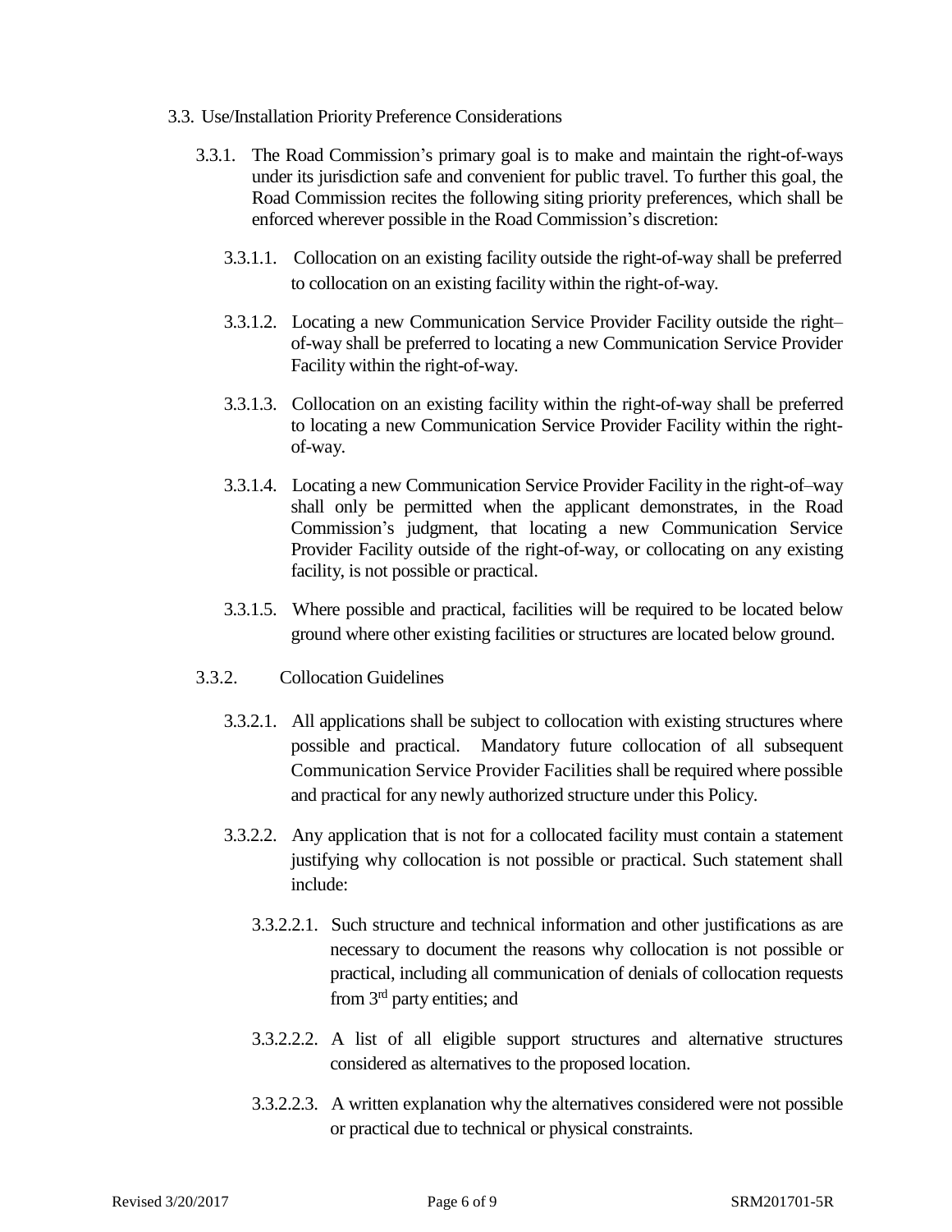3.3. Use/Installation Priority Preference Considerations

3.3.1. The Road Commission's primary goal is to make and maintain the right-of-ways under its jurisdiction safe and convenient for public travel. To further this goal, the Road Commission recites the following siting priority preferences, which shall be enforced wherever possible in the Road Commission's discretion:

3.3.1.1. Collocation on an existing facility outside the right-of-way shall be preferred to collocation on an existing facility within the right-of-way.

3.3.1.2. Locating a new Communication Service Provider Facility outside the right–of-way shall be preferred to locating a new Communication Service Provider Facility within the right-of-way.

3.3.1.3. Collocation on an existing facility within the right-of-way shall be preferred to locating a new Communication Service Provider Facility within the right-of-way.

3.3.1.4. Locating a new Communication Service Provider Facility in the right-of–way shall only be permitted when the applicant demonstrates, in the Road Commission's judgment, that locating a new Communication Service Provider Facility outside of the right-of-way, or collocating on any existing facility, is not possible or practical.

3.3.1.5. Where possible and practical, facilities will be required to be located below ground where other existing facilities or structures are located below ground.

3.3.2. Collocation Guidelines

3.3.2.1. All applications shall be subject to collocation with existing structures where possible and practical. Mandatory future collocation of all subsequent Communication Service Provider Facilities shall be required where possible and practical for any newly authorized structure under this Policy.

3.3.2.2. Any application that is not for a collocated facility must contain a statement justifying why collocation is not possible or practical. Such statement shall include:

3.3.2.2.1. Such structure and technical information and other justifications as are necessary to document the reasons why collocation is not possible or practical, including all communication of denials of collocation requests from 3rd party entities; and

3.3.2.2.2. A list of all eligible support structures and alternative structures considered as alternatives to the proposed location.

3.3.2.2.3. A written explanation why the alternatives considered were not possible or practical due to technical or physical constraints.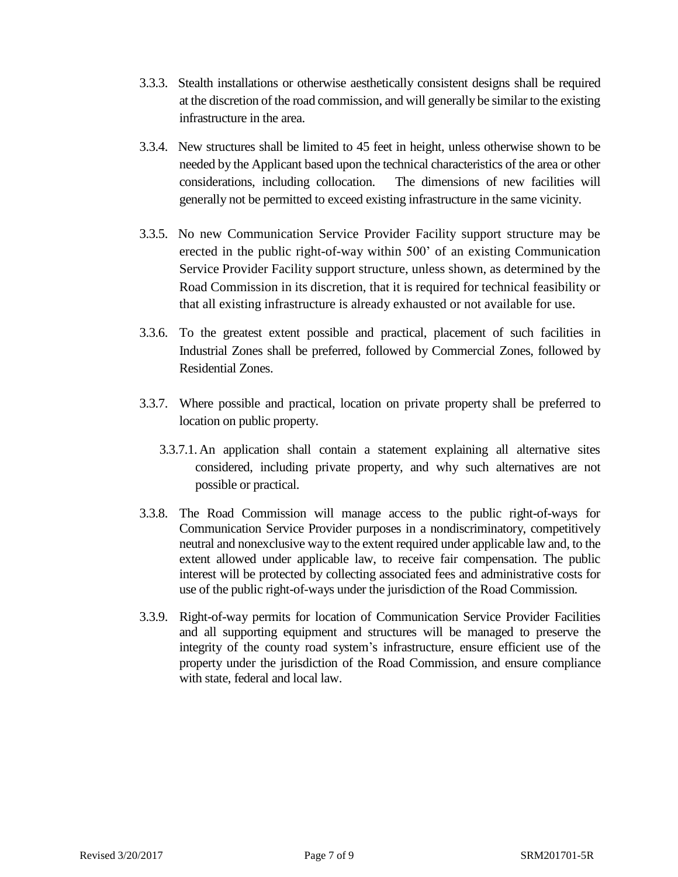3.3.3. Stealth installations or otherwise aesthetically consistent designs shall be required at the discretion of the road commission, and will generally be similar to the existing infrastructure in the area.

3.3.4. New structures shall be limited to 45 feet in height, unless otherwise shown to be needed by the Applicant based upon the technical characteristics of the area or other considerations, including collocation. The dimensions of new facilities will generally not be permitted to exceed existing infrastructure in the same vicinity.

3.3.5. No new Communication Service Provider Facility support structure may be erected in the public right-of-way within 500' of an existing Communication Service Provider Facility support structure, unless shown, as determined by the Road Commission in its discretion, that it is required for technical feasibility or that all existing infrastructure is already exhausted or not available for use.

3.3.6. To the greatest extent possible and practical, placement of such facilities in Industrial Zones shall be preferred, followed by Commercial Zones, followed by Residential Zones.

3.3.7. Where possible and practical, location on private property shall be preferred to location on public property.

3.3.7.1. An application shall contain a statement explaining all alternative sites considered, including private property, and why such alternatives are not possible or practical.

3.3.8. The Road Commission will manage access to the public right-of-ways for Communication Service Provider purposes in a nondiscriminatory, competitively neutral and nonexclusive way to the extent required under applicable law and, to the extent allowed under applicable law, to receive fair compensation. The public interest will be protected by collecting associated fees and administrative costs for use of the public right-of-ways under the jurisdiction of the Road Commission.

3.3.9. Right-of-way permits for location of Communication Service Provider Facilities and all supporting equipment and structures will be managed to preserve the integrity of the county road system's infrastructure, ensure efficient use of the property under the jurisdiction of the Road Commission, and ensure compliance with state, federal and local law.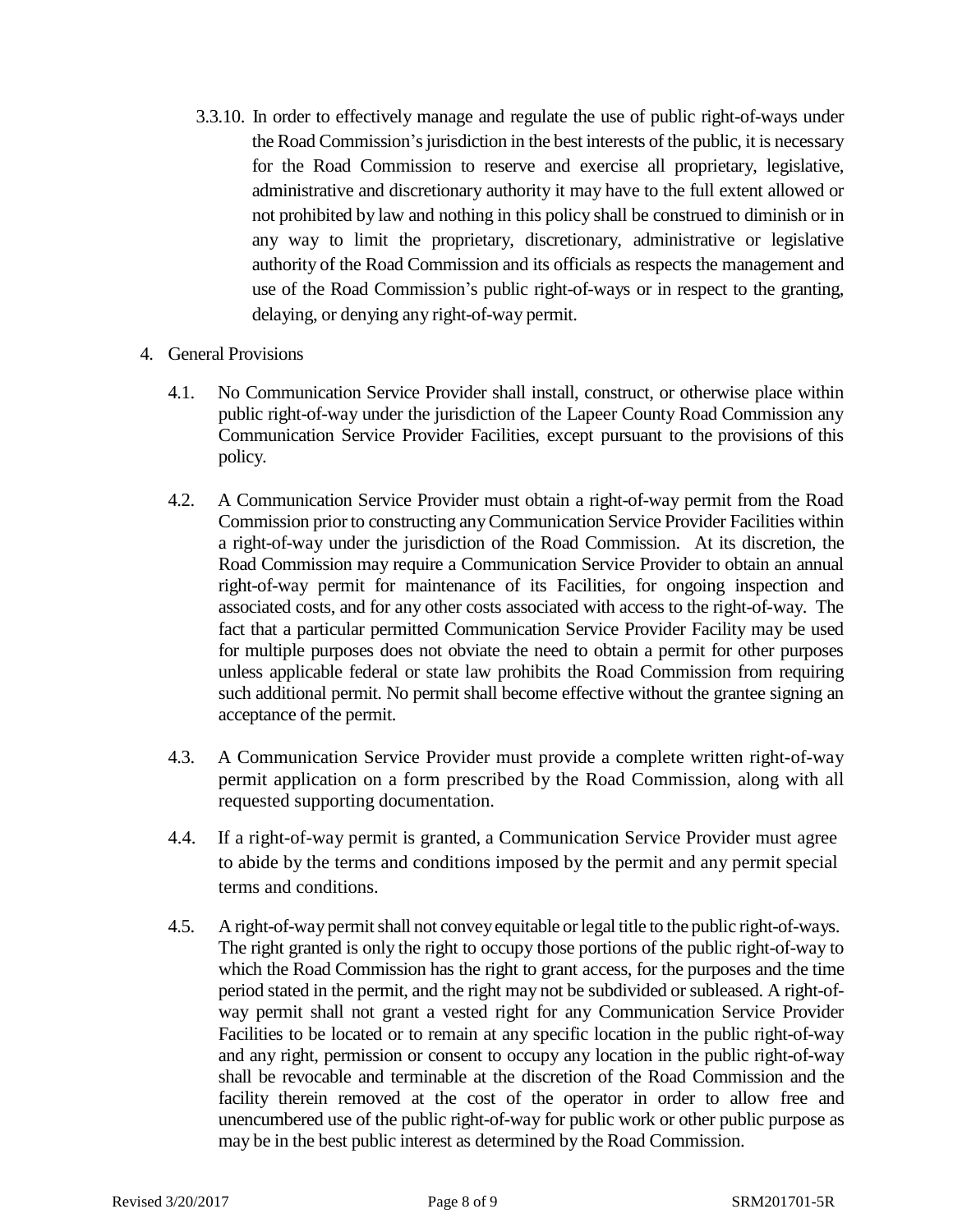3.3.10. In order to effectively manage and regulate the use of public right-of-ways under the Road Commission's jurisdiction in the best interests of the public, it is necessary for the Road Commission to reserve and exercise all proprietary, legislative, administrative and discretionary authority it may have to the full extent allowed or not prohibited by law and nothing in this policy shall be construed to diminish or in any way to limit the proprietary, discretionary, administrative or legislative authority of the Road Commission and its officials as respects the management and use of the Road Commission's public right-of-ways or in respect to the granting, delaying, or denying any right-of-way permit.

4. General Provisions

4.1. No Communication Service Provider shall install, construct, or otherwise place within public right-of-way under the jurisdiction of the Lapeer County Road Commission any Communication Service Provider Facilities, except pursuant to the provisions of this policy.

4.2. A Communication Service Provider must obtain a right-of-way permit from the Road Commission prior to constructing any Communication Service Provider Facilities within a right-of-way under the jurisdiction of the Road Commission. At its discretion, the Road Commission may require a Communication Service Provider to obtain an annual right-of-way permit for maintenance of its Facilities, for ongoing inspection and associated costs, and for any other costs associated with access to the right-of-way. The fact that a particular permitted Communication Service Provider Facility may be used for multiple purposes does not obviate the need to obtain a permit for other purposes unless applicable federal or state law prohibits the Road Commission from requiring such additional permit. No permit shall become effective without the grantee signing an acceptance of the permit.

4.3. A Communication Service Provider must provide a complete written right-of-way permit application on a form prescribed by the Road Commission, along with all requested supporting documentation.

4.4. If a right-of-way permit is granted, a Communication Service Provider must agree to abide by the terms and conditions imposed by the permit and any permit special terms and conditions.

4.5. A right-of-way permit shall not convey equitable or legal title to the public right-of-ways. The right granted is only the right to occupy those portions of the public right-of-way to which the Road Commission has the right to grant access, for the purposes and the time period stated in the permit, and the right may not be subdivided or subleased. A right-of-way permit shall not grant a vested right for any Communication Service Provider Facilities to be located or to remain at any specific location in the public right-of-way and any right, permission or consent to occupy any location in the public right-of-way shall be revocable and terminable at the discretion of the Road Commission and the facility therein removed at the cost of the operator in order to allow free and unencumbered use of the public right-of-way for public work or other public purpose as may be in the best public interest as determined by the Road Commission.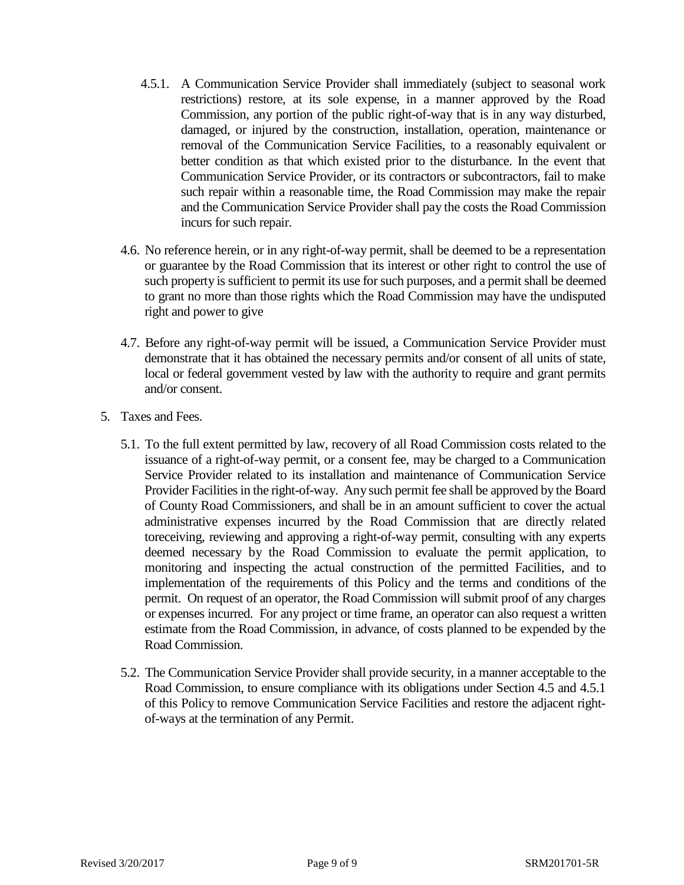4.5.1. A Communication Service Provider shall immediately (subject to seasonal work restrictions) restore, at its sole expense, in a manner approved by the Road Commission, any portion of the public right-of-way that is in any way disturbed, damaged, or injured by the construction, installation, operation, maintenance or removal of the Communication Service Facilities, to a reasonably equivalent or better condition as that which existed prior to the disturbance. In the event that Communication Service Provider, or its contractors or subcontractors, fail to make such repair within a reasonable time, the Road Commission may make the repair and the Communication Service Provider shall pay the costs the Road Commission incurs for such repair.

4.6. No reference herein, or in any right-of-way permit, shall be deemed to be a representation or guarantee by the Road Commission that its interest or other right to control the use of such property is sufficient to permit its use for such purposes, and a permit shall be deemed to grant no more than those rights which the Road Commission may have the undisputed right and power to give

4.7. Before any right-of-way permit will be issued, a Communication Service Provider must demonstrate that it has obtained the necessary permits and/or consent of all units of state, local or federal government vested by law with the authority to require and grant permits and/or consent.

5. Taxes and Fees.

5.1. To the full extent permitted by law, recovery of all Road Commission costs related to the issuance of a right-of-way permit, or a consent fee, may be charged to a Communication Service Provider related to its installation and maintenance of Communication Service Provider Facilities in the right-of-way. Any such permit fee shall be approved by the Board of County Road Commissioners, and shall be in an amount sufficient to cover the actual administrative expenses incurred by the Road Commission that are directly related toreceiving, reviewing and approving a right-of-way permit, consulting with any experts deemed necessary by the Road Commission to evaluate the permit application, to monitoring and inspecting the actual construction of the permitted Facilities, and to implementation of the requirements of this Policy and the terms and conditions of the permit. On request of an operator, the Road Commission will submit proof of any charges or expenses incurred. For any project or time frame, an operator can also request a written estimate from the Road Commission, in advance, of costs planned to be expended by the Road Commission.

5.2. The Communication Service Provider shall provide security, in a manner acceptable to the Road Commission, to ensure compliance with its obligations under Section 4.5 and 4.5.1 of this Policy to remove Communication Service Facilities and restore the adjacent right-of-ways at the termination of any Permit.